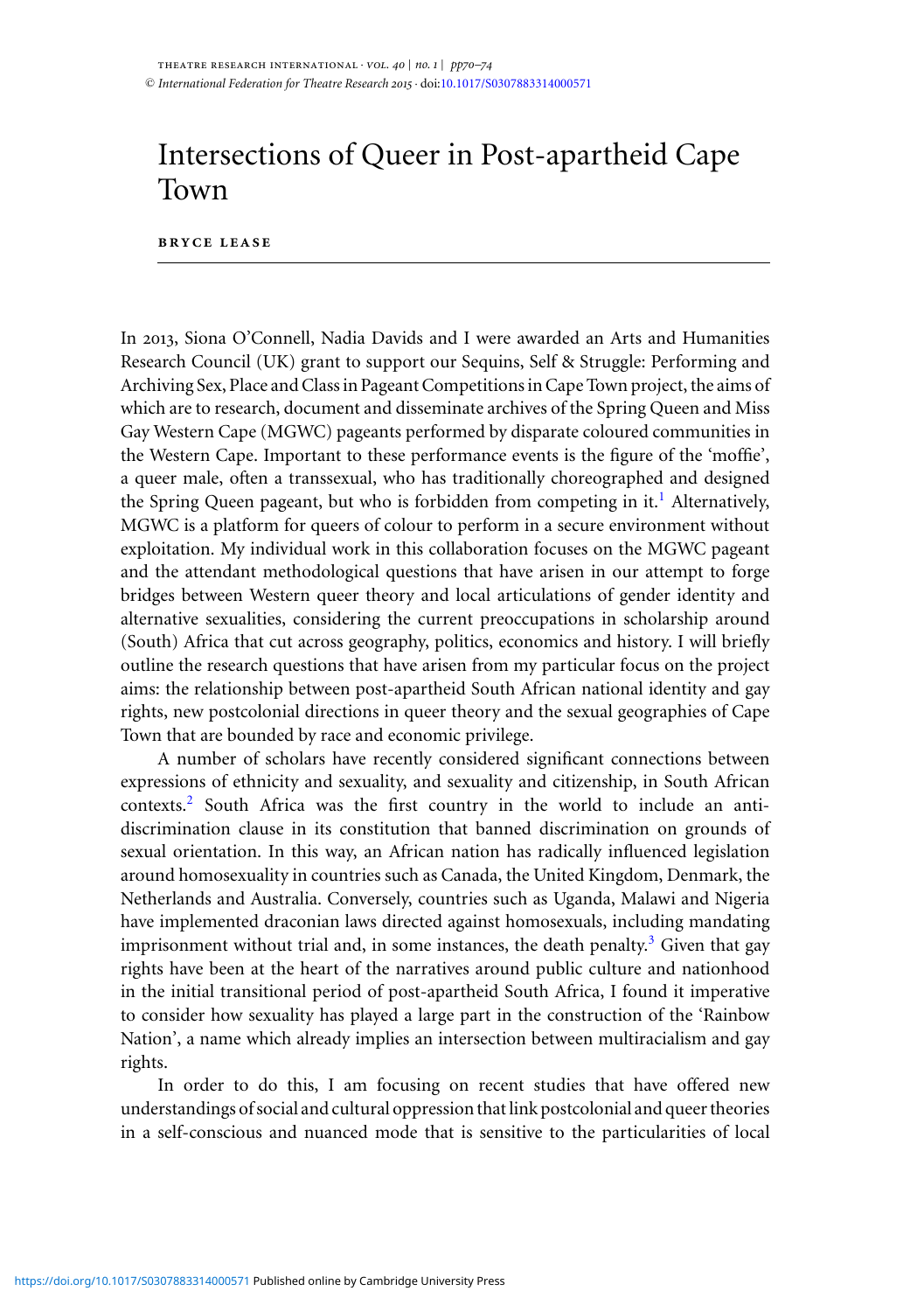# Intersections of Queer in Post-apartheid Cape Town

**BRYCE LEASE**

In 2013, Siona O'Connell, Nadia Davids and I were awarded an Arts and Humanities Research Council (UK) grant to support our Sequins, Self & Struggle: Performing and Archiving Sex, Place and Class in Pageant Competitions in Cape Town project, the aims of which are to research, document and disseminate archives of the Spring Queen and Miss Gay Western Cape (MGWC) pageants performed by disparate coloured communities in the Western Cape. Important to these performance events is the figure of the 'moffie', a queer male, often a transsexual, who has traditionally choreographed and designed the Spring Queen pageant, but who is forbidden from competing in it.[1] Alternatively, MGWC is a platform for queers of colour to perform in a secure environment without exploitation. My individual work in this collaboration focuses on the MGWC pageant and the attendant methodological questions that have arisen in our attempt to forge bridges between Western queer theory and local articulations of gender identity and alternative sexualities, considering the current preoccupations in scholarship around (South) Africa that cut across geography, politics, economics and history. I will briefly outline the research questions that have arisen from my particular focus on the project aims: the relationship between post-apartheid South African national identity and gay rights, new postcolonial directions in queer theory and the sexual geographies of Cape Town that are bounded by race and economic privilege.

A number of scholars have recently considered significant connections between expressions of ethnicity and sexuality, and sexuality and citizenship, in South African contexts.[2] South Africa was the first country in the world to include an anti-discrimination clause in its constitution that banned discrimination on grounds of sexual orientation. In this way, an African nation has radically influenced legislation around homosexuality in countries such as Canada, the United Kingdom, Denmark, the Netherlands and Australia. Conversely, countries such as Uganda, Malawi and Nigeria have implemented draconian laws directed against homosexuals, including mandating imprisonment without trial and, in some instances, the death penalty.[3] Given that gay rights have been at the heart of the narratives around public culture and nationhood in the initial transitional period of post-apartheid South Africa, I found it imperative to consider how sexuality has played a large part in the construction of the 'Rainbow Nation', a name which already implies an intersection between multiracialism and gay rights.

In order to do this, I am focusing on recent studies that have offered new understandings of social and cultural oppression that link postcolonial and queer theories in a self-conscious and nuanced mode that is sensitive to the particularities of local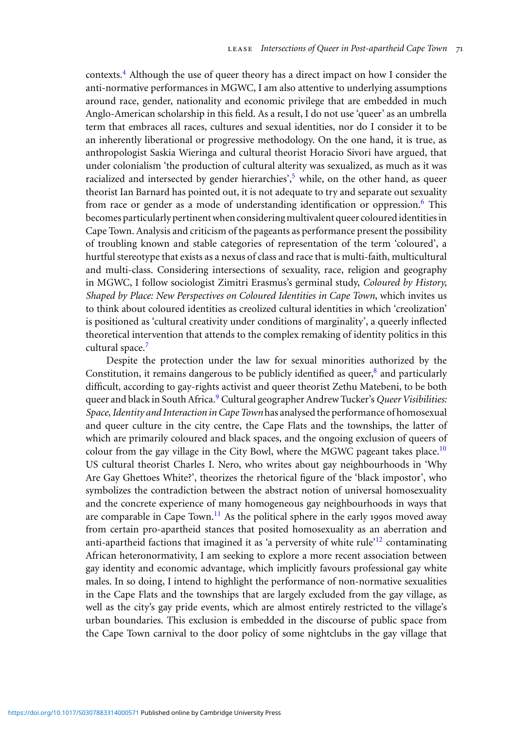contexts.[4] Although the use of queer theory has a direct impact on how I consider the anti-normative performances in MGWC, I am also attentive to underlying assumptions around race, gender, nationality and economic privilege that are embedded in much Anglo-American scholarship in this field. As a result, I do not use 'queer' as an umbrella term that embraces all races, cultures and sexual identities, nor do I consider it to be an inherently liberational or progressive methodology. On the one hand, it is true, as anthropologist Saskia Wieringa and cultural theorist Horacio Sivori have argued, that under colonialism 'the production of cultural alterity was sexualized, as much as it was racialized and intersected by gender hierarchies',[5] while, on the other hand, as queer theorist Ian Barnard has pointed out, it is not adequate to try and separate out sexuality from race or gender as a mode of understanding identification or oppression.[6] This becomes particularly pertinent when considering multivalent queer coloured identities in Cape Town. Analysis and criticism of the pageants as performance present the possibility of troubling known and stable categories of representation of the term 'coloured', a hurtful stereotype that exists as a nexus of class and race that is multi-faith, multicultural and multi-class. Considering intersections of sexuality, race, religion and geography in MGWC, I follow sociologist Zimitri Erasmus's germinal study, *Coloured by History, Shaped by Place: New Perspectives on Coloured Identities in Cape Town*, which invites us to think about coloured identities as creolized cultural identities in which 'creolization' is positioned as 'cultural creativity under conditions of marginality', a queerly inflected theoretical intervention that attends to the complex remaking of identity politics in this cultural space.[7]

Despite the protection under the law for sexual minorities authorized by the Constitution, it remains dangerous to be publicly identified as queer,[8] and particularly difficult, according to gay-rights activist and queer theorist Zethu Matebeni, to be both queer and black in South Africa.[9] Cultural geographer Andrew Tucker's *Queer Visibilities: Space, Identity and Interaction in Cape Town* has analysed the performance of homosexual and queer culture in the city centre, the Cape Flats and the townships, the latter of which are primarily coloured and black spaces, and the ongoing exclusion of queers of colour from the gay village in the City Bowl, where the MGWC pageant takes place.[10] US cultural theorist Charles I. Nero, who writes about gay neighbourhoods in 'Why Are Gay Ghettoes White?', theorizes the rhetorical figure of the 'black impostor', who symbolizes the contradiction between the abstract notion of universal homosexuality and the concrete experience of many homogeneous gay neighbourhoods in ways that are comparable in Cape Town.[11] As the political sphere in the early 1990s moved away from certain pro-apartheid stances that posited homosexuality as an aberration and anti-apartheid factions that imagined it as 'a perversity of white rule'[12] contaminating African heteronormativity, I am seeking to explore a more recent association between gay identity and economic advantage, which implicitly favours professional gay white males. In so doing, I intend to highlight the performance of non-normative sexualities in the Cape Flats and the townships that are largely excluded from the gay village, as well as the city's gay pride events, which are almost entirely restricted to the village's urban boundaries. This exclusion is embedded in the discourse of public space from the Cape Town carnival to the door policy of some nightclubs in the gay village that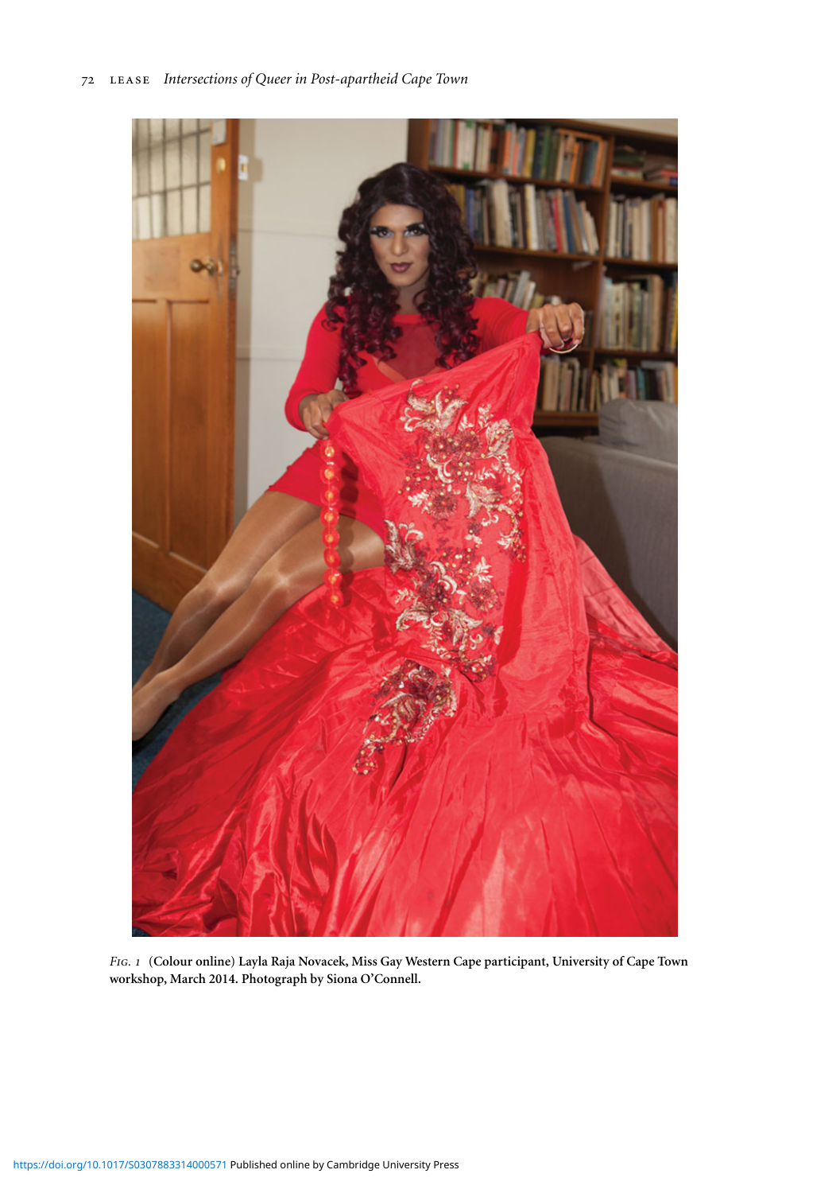*Fig. 1* **(Colour online) Layla Raja Novacek, Miss Gay Western Cape participant, University of Cape Town workshop, March 2014. Photograph by Siona O'Connell.**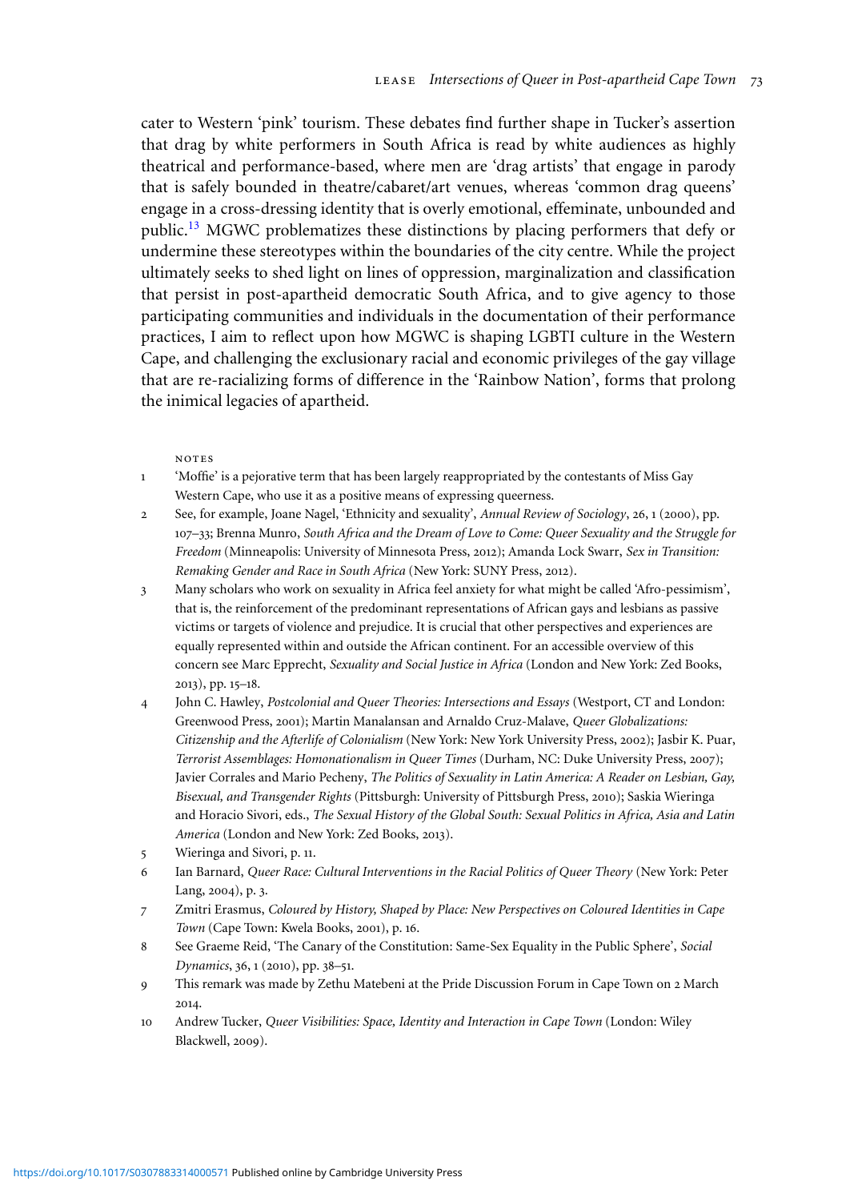cater to Western 'pink' tourism. These debates find further shape in Tucker's assertion that drag by white performers in South Africa is read by white audiences as highly theatrical and performance-based, where men are 'drag artists' that engage in parody that is safely bounded in theatre/cabaret/art venues, whereas 'common drag queens' engage in a cross-dressing identity that is overly emotional, effeminate, unbounded and public.[13] MGWC problematizes these distinctions by placing performers that defy or undermine these stereotypes within the boundaries of the city centre. While the project ultimately seeks to shed light on lines of oppression, marginalization and classification that persist in post-apartheid democratic South Africa, and to give agency to those participating communities and individuals in the documentation of their performance practices, I aim to reflect upon how MGWC is shaping LGBTI culture in the Western Cape, and challenging the exclusionary racial and economic privileges of the gay village that are re-racializing forms of difference in the 'Rainbow Nation', forms that prolong the inimical legacies of apartheid.

NOTES

1 'Moffie' is a pejorative term that has been largely reappropriated by the contestants of Miss Gay Western Cape, who use it as a positive means of expressing queerness.

2 See, for example, Joane Nagel, 'Ethnicity and sexuality', *Annual Review of Sociology*, 26, 1 (2000), pp. 107–33; Brenna Munro, *South Africa and the Dream of Love to Come: Queer Sexuality and the Struggle for Freedom* (Minneapolis: University of Minnesota Press, 2012); Amanda Lock Swarr, *Sex in Transition: Remaking Gender and Race in South Africa* (New York: SUNY Press, 2012).

3 Many scholars who work on sexuality in Africa feel anxiety for what might be called 'Afro-pessimism', that is, the reinforcement of the predominant representations of African gays and lesbians as passive victims or targets of violence and prejudice. It is crucial that other perspectives and experiences are equally represented within and outside the African continent. For an accessible overview of this concern see Marc Epprecht, *Sexuality and Social Justice in Africa* (London and New York: Zed Books, 2013), pp. 15–18.

4 John C. Hawley, *Postcolonial and Queer Theories: Intersections and Essays* (Westport, CT and London: Greenwood Press, 2001); Martin Manalansan and Arnaldo Cruz-Malave, *Queer Globalizations: Citizenship and the Afterlife of Colonialism* (New York: New York University Press, 2002); Jasbir K. Puar, *Terrorist Assemblages: Homonationalism in Queer Times* (Durham, NC: Duke University Press, 2007); Javier Corrales and Mario Pecheny, *The Politics of Sexuality in Latin America: A Reader on Lesbian, Gay, Bisexual, and Transgender Rights* (Pittsburgh: University of Pittsburgh Press, 2010); Saskia Wieringa and Horacio Sivori, eds., *The Sexual History of the Global South: Sexual Politics in Africa, Asia and Latin America* (London and New York: Zed Books, 2013).

5 Wieringa and Sivori, p. 11.

6 Ian Barnard, *Queer Race: Cultural Interventions in the Racial Politics of Queer Theory* (New York: Peter Lang, 2004), p. 3.

7 Zmitri Erasmus, *Coloured by History, Shaped by Place: New Perspectives on Coloured Identities in Cape Town* (Cape Town: Kwela Books, 2001), p. 16.

8 See Graeme Reid, 'The Canary of the Constitution: Same-Sex Equality in the Public Sphere', *Social Dynamics*, 36, 1 (2010), pp. 38–51.

9 This remark was made by Zethu Matebeni at the Pride Discussion Forum in Cape Town on 2 March 2014.

10 Andrew Tucker, *Queer Visibilities: Space, Identity and Interaction in Cape Town* (London: Wiley Blackwell, 2009).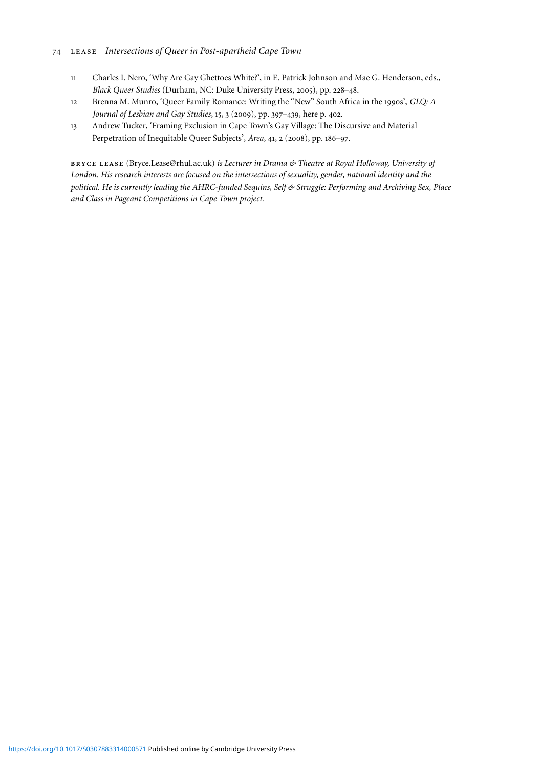11 Charles I. Nero, 'Why Are Gay Ghettoes White?', in E. Patrick Johnson and Mae G. Henderson, eds., *Black Queer Studies* (Durham, NC: Duke University Press, 2005), pp. 228–48.

12 Brenna M. Munro, 'Queer Family Romance: Writing the "New" South Africa in the 1990s', *GLQ: A Journal of Lesbian and Gay Studies*, 15, 3 (2009), pp. 397–439, here p. 402.

13 Andrew Tucker, 'Framing Exclusion in Cape Town's Gay Village: The Discursive and Material Perpetration of Inequitable Queer Subjects', *Area*, 41, 2 (2008), pp. 186–97.

**BRYCE LEASE** (Bryce.Lease@rhul.ac.uk) *is Lecturer in Drama & Theatre at Royal Holloway, University of London. His research interests are focused on the intersections of sexuality, gender, national identity and the political. He is currently leading the AHRC-funded Sequins, Self & Struggle: Performing and Archiving Sex, Place and Class in Pageant Competitions in Cape Town project.*

https://doi.org/10.1017/S0307883314000571 Published online by Cambridge University Press